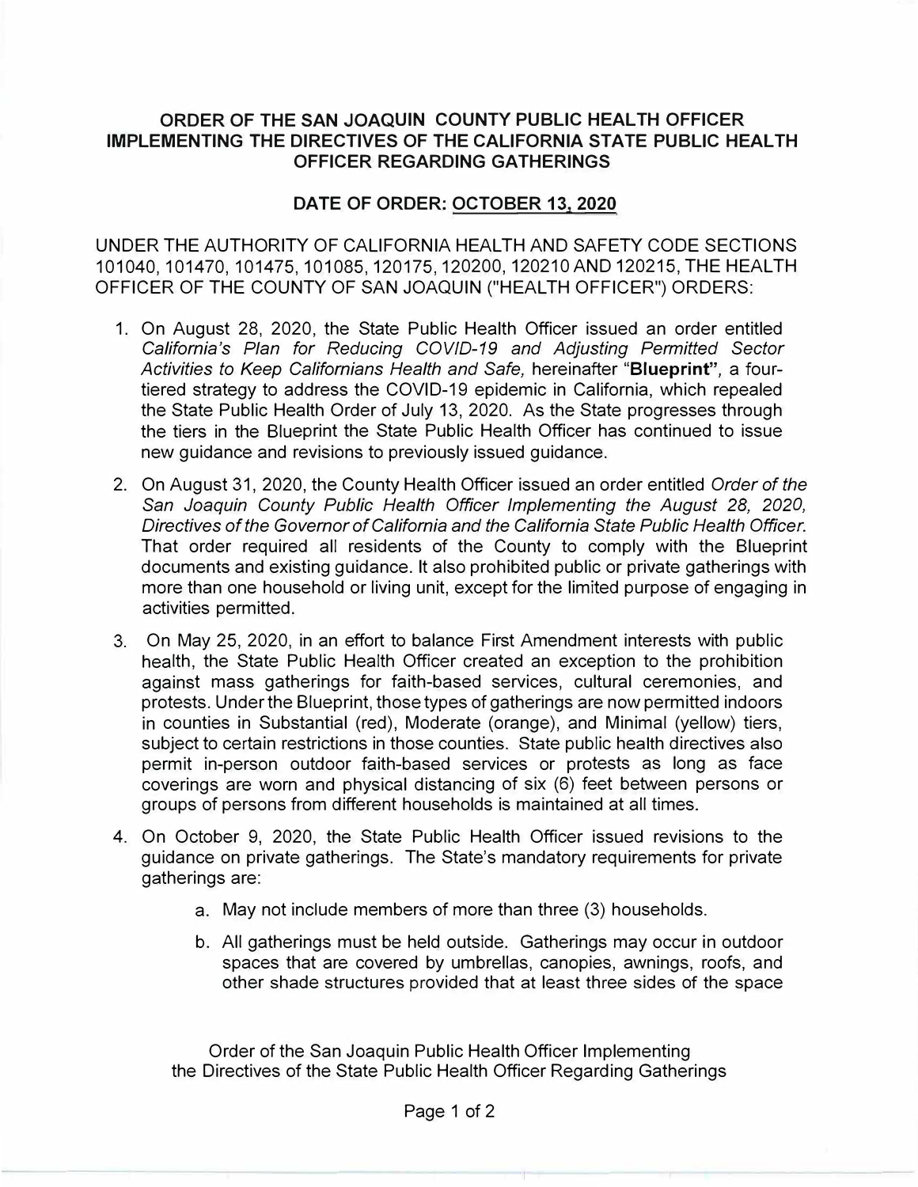# ORDER OF THE SAN JOAQUIN COUNTY PUBLIC HEALTH OFFICER IMPLEMENTING THE DIRECTIVES OF THE CALIFORNIA STATE PUBLIC HEALTH OFFICER REGARDING GATHERINGS

## DATE OF ORDER: OCTOBER 13, 2020

UNDER THE AUTHORITY OF CALIFORNIA HEALTH AND SAFETY CODE SECTIONS 101040, 101470, 101475, 101085, 120175, 120200, 120210 AND 120215, THE HEALTH OFFICER OF THE COUNTY OF SAN JOAQUIN ("HEALTH OFFICER") ORDERS:

1. On August 28, 2020, the State Public Health Officer issued an order entitled *California's Plan for Reducing COVID-19 and Adjusting Permitted Sector Activities to Keep Californians Health and Safe,* hereinafter "**Blueprint**", a four-tiered strategy to address the COVID-19 epidemic in California, which repealed the State Public Health Order of July 13, 2020. As the State progresses through the tiers in the Blueprint the State Public Health Officer has continued to issue new guidance and revisions to previously issued guidance.

2. On August 31, 2020, the County Health Officer issued an order entitled *Order of the San Joaquin County Public Health Officer Implementing the August 28, 2020, Directives of the Governor of California and the California State Public Health Officer.* That order required all residents of the County to comply with the Blueprint documents and existing guidance. It also prohibited public or private gatherings with more than one household or living unit, except for the limited purpose of engaging in activities permitted.

3. On May 25, 2020, in an effort to balance First Amendment interests with public health, the State Public Health Officer created an exception to the prohibition against mass gatherings for faith-based services, cultural ceremonies, and protests. Under the Blueprint, those types of gatherings are now permitted indoors in counties in Substantial (red), Moderate (orange), and Minimal (yellow) tiers, subject to certain restrictions in those counties. State public health directives also permit in-person outdoor faith-based services or protests as long as face coverings are worn and physical distancing of six (6) feet between persons or groups of persons from different households is maintained at all times.

4. On October 9, 2020, the State Public Health Officer issued revisions to the guidance on private gatherings. The State's mandatory requirements for private gatherings are:

   a. May not include members of more than three (3) households.

   b. All gatherings must be held outside. Gatherings may occur in outdoor spaces that are covered by umbrellas, canopies, awnings, roofs, and other shade structures provided that at least three sides of the space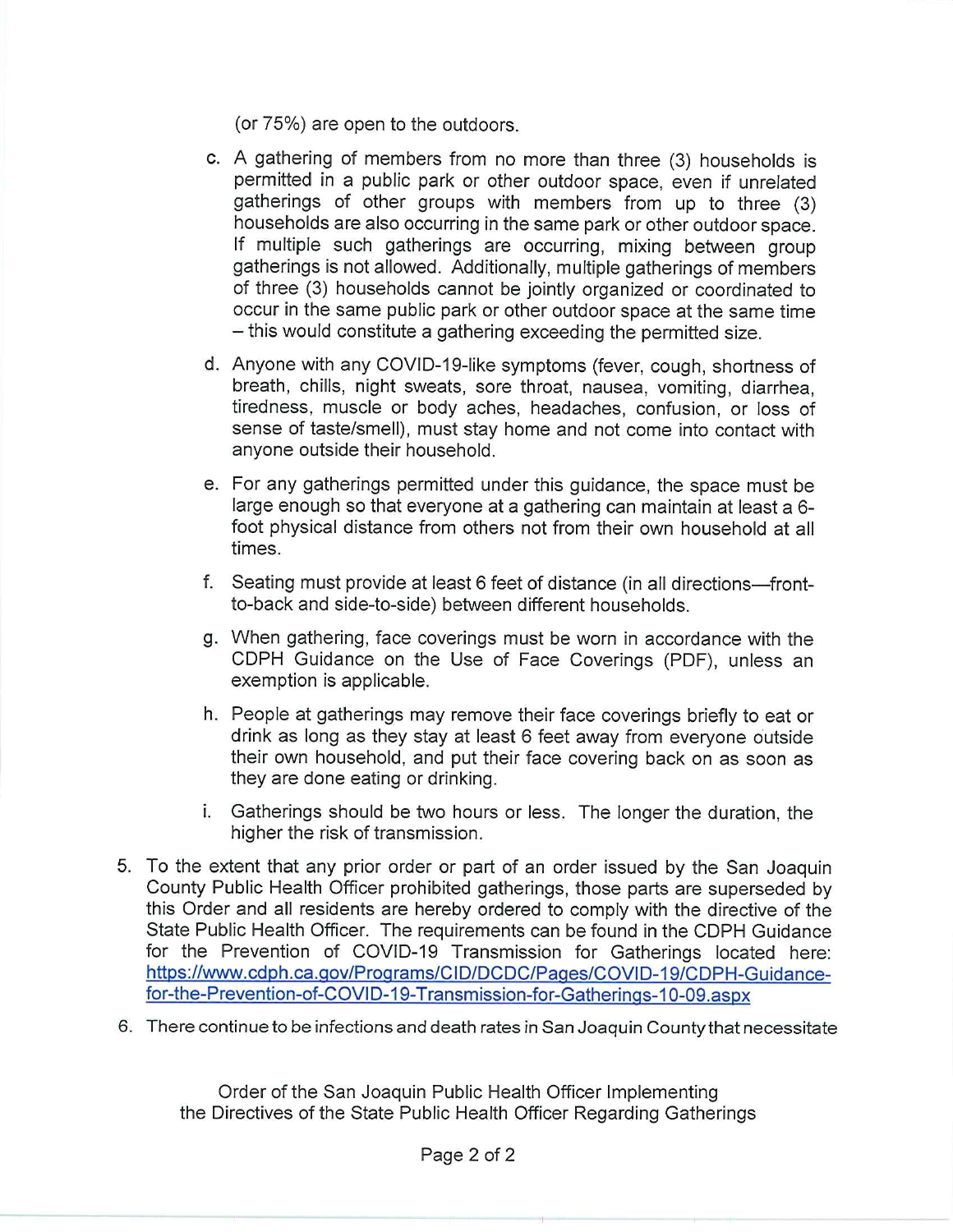(or 75%) are open to the outdoors.

c. A gathering of members from no more than three (3) households is permitted in a public park or other outdoor space, even if unrelated gatherings of other groups with members from up to three (3) households are also occurring in the same park or other outdoor space. If multiple such gatherings are occurring, mixing between group gatherings is not allowed. Additionally, multiple gatherings of members of three (3) households cannot be jointly organized or coordinated to occur in the same public park or other outdoor space at the same time – this would constitute a gathering exceeding the permitted size.

d. Anyone with any COVID-19-like symptoms (fever, cough, shortness of breath, chills, night sweats, sore throat, nausea, vomiting, diarrhea, tiredness, muscle or body aches, headaches, confusion, or loss of sense of taste/smell), must stay home and not come into contact with anyone outside their household.

e. For any gatherings permitted under this guidance, the space must be large enough so that everyone at a gathering can maintain at least a 6-foot physical distance from others not from their own household at all times.

f. Seating must provide at least 6 feet of distance (in all directions—front-to-back and side-to-side) between different households.

g. When gathering, face coverings must be worn in accordance with the CDPH Guidance on the Use of Face Coverings (PDF), unless an exemption is applicable.

h. People at gatherings may remove their face coverings briefly to eat or drink as long as they stay at least 6 feet away from everyone outside their own household, and put their face covering back on as soon as they are done eating or drinking.

i. Gatherings should be two hours or less. The longer the duration, the higher the risk of transmission.

5. To the extent that any prior order or part of an order issued by the San Joaquin County Public Health Officer prohibited gatherings, those parts are superseded by this Order and all residents are hereby ordered to comply with the directive of the State Public Health Officer. The requirements can be found in the CDPH Guidance for the Prevention of COVID-19 Transmission for Gatherings located here: https://www.cdph.ca.gov/Programs/CID/DCDC/Pages/COVID-19/CDPH-Guidance-for-the-Prevention-of-COVID-19-Transmission-for-Gatherings-10-09.aspx

6. There continue to be infections and death rates in San Joaquin County that necessitate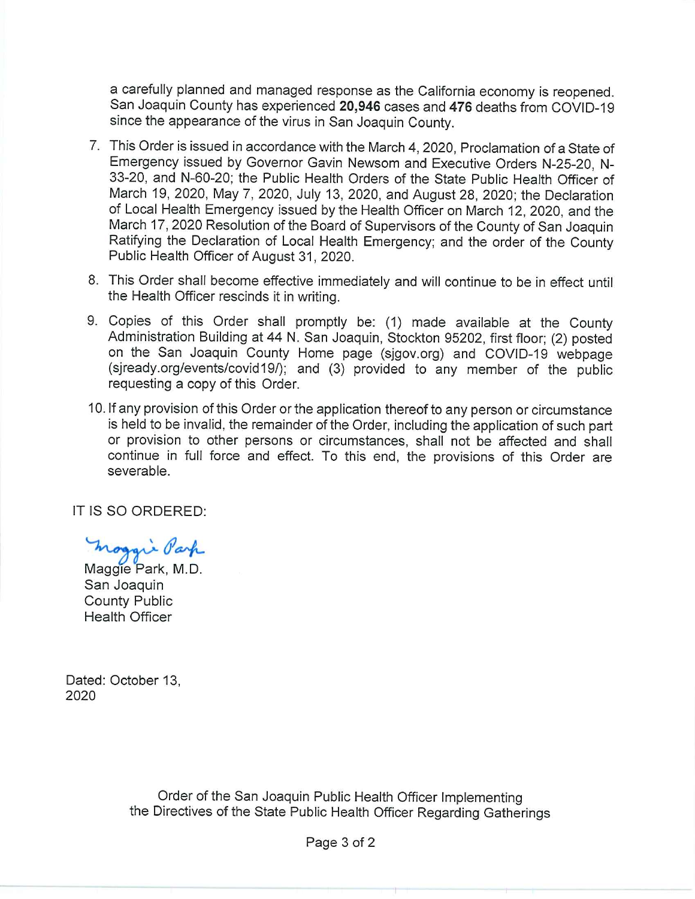a carefully planned and managed response as the California economy is reopened. San Joaquin County has experienced **20,946** cases and **476** deaths from COVID-19 since the appearance of the virus in San Joaquin County.

7. This Order is issued in accordance with the March 4, 2020, Proclamation of a State of Emergency issued by Governor Gavin Newsom and Executive Orders N-25-20, N-33-20, and N-60-20; the Public Health Orders of the State Public Health Officer of March 19, 2020, May 7, 2020, July 13, 2020, and August 28, 2020; the Declaration of Local Health Emergency issued by the Health Officer on March 12, 2020, and the March 17, 2020 Resolution of the Board of Supervisors of the County of San Joaquin Ratifying the Declaration of Local Health Emergency; and the order of the County Public Health Officer of August 31, 2020.

8. This Order shall become effective immediately and will continue to be in effect until the Health Officer rescinds it in writing.

9. Copies of this Order shall promptly be: (1) made available at the County Administration Building at 44 N. San Joaquin, Stockton 95202, first floor; (2) posted on the San Joaquin County Home page (sjgov.org) and COVID-19 webpage (sjready.org/events/covid19/); and (3) provided to any member of the public requesting a copy of this Order.

10. If any provision of this Order or the application thereof to any person or circumstance is held to be invalid, the remainder of the Order, including the application of such part or provision to other persons or circumstances, shall not be affected and shall continue in full force and effect. To this end, the provisions of this Order are severable.

IT IS SO ORDERED:

Maggie Park

Maggie Park, M.D.
San Joaquin
County Public
Health Officer

Dated: October 13, 2020

Order of the San Joaquin Public Health Officer Implementing the Directives of the State Public Health Officer Regarding Gatherings